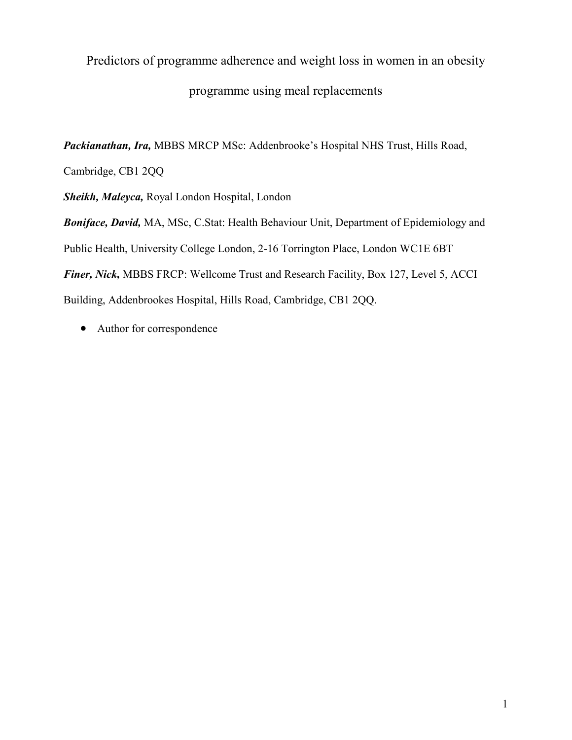# Predictors of programme adherence and weight loss in women in an obesity programme using meal replacements

***Packianathan, Ira,*** MBBS MRCP MSc: Addenbrooke's Hospital NHS Trust, Hills Road, Cambridge, CB1 2QQ

***Sheikh, Maleyca,*** Royal London Hospital, London

***Boniface, David,*** MA, MSc, C.Stat: Health Behaviour Unit, Department of Epidemiology and Public Health, University College London, 2-16 Torrington Place, London WC1E 6BT

***Finer, Nick,*** MBBS FRCP: Wellcome Trust and Research Facility, Box 127, Level 5, ACCI Building, Addenbrookes Hospital, Hills Road, Cambridge, CB1 2QQ.

- Author for correspondence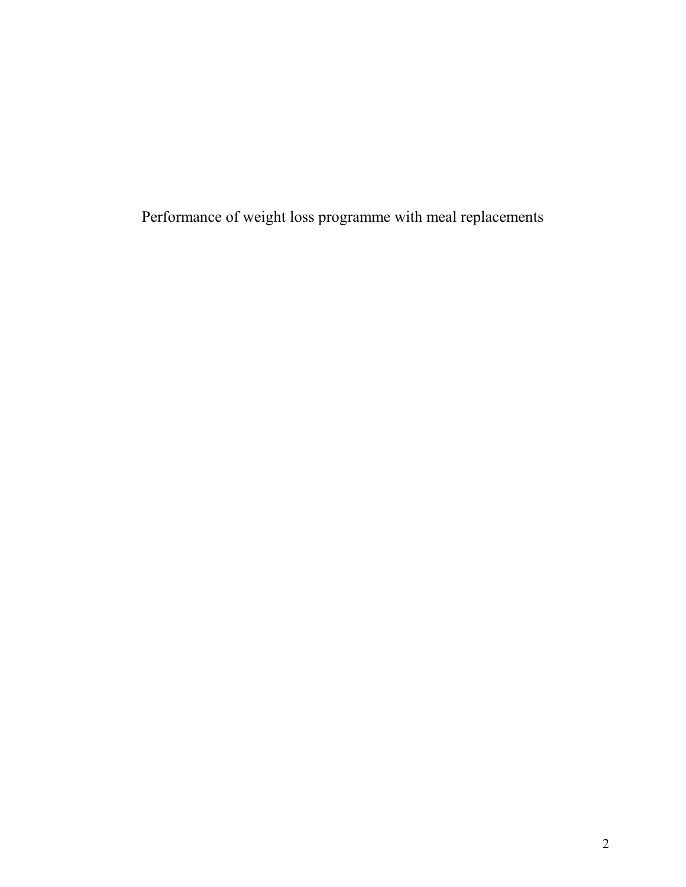Performance of weight loss programme with meal replacements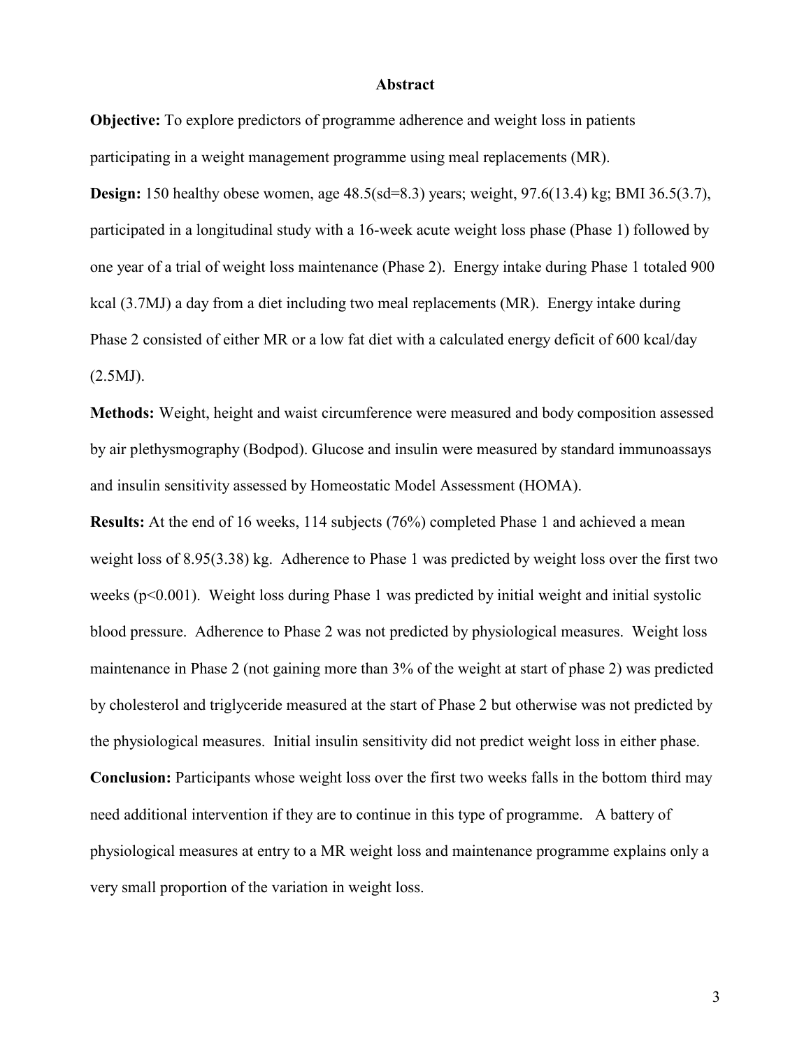## Abstract

**Objective:** To explore predictors of programme adherence and weight loss in patients participating in a weight management programme using meal replacements (MR).

**Design:** 150 healthy obese women, age 48.5(sd=8.3) years; weight, 97.6(13.4) kg; BMI 36.5(3.7), participated in a longitudinal study with a 16-week acute weight loss phase (Phase 1) followed by one year of a trial of weight loss maintenance (Phase 2). Energy intake during Phase 1 totaled 900 kcal (3.7MJ) a day from a diet including two meal replacements (MR). Energy intake during Phase 2 consisted of either MR or a low fat diet with a calculated energy deficit of 600 kcal/day (2.5MJ).

**Methods:** Weight, height and waist circumference were measured and body composition assessed by air plethysmography (Bodpod). Glucose and insulin were measured by standard immunoassays and insulin sensitivity assessed by Homeostatic Model Assessment (HOMA).

**Results:** At the end of 16 weeks, 114 subjects (76%) completed Phase 1 and achieved a mean weight loss of 8.95(3.38) kg. Adherence to Phase 1 was predicted by weight loss over the first two weeks ($p<0.001$). Weight loss during Phase 1 was predicted by initial weight and initial systolic blood pressure. Adherence to Phase 2 was not predicted by physiological measures. Weight loss maintenance in Phase 2 (not gaining more than 3% of the weight at start of phase 2) was predicted by cholesterol and triglyceride measured at the start of Phase 2 but otherwise was not predicted by the physiological measures. Initial insulin sensitivity did not predict weight loss in either phase.

**Conclusion:** Participants whose weight loss over the first two weeks falls in the bottom third may need additional intervention if they are to continue in this type of programme. A battery of physiological measures at entry to a MR weight loss and maintenance programme explains only a very small proportion of the variation in weight loss.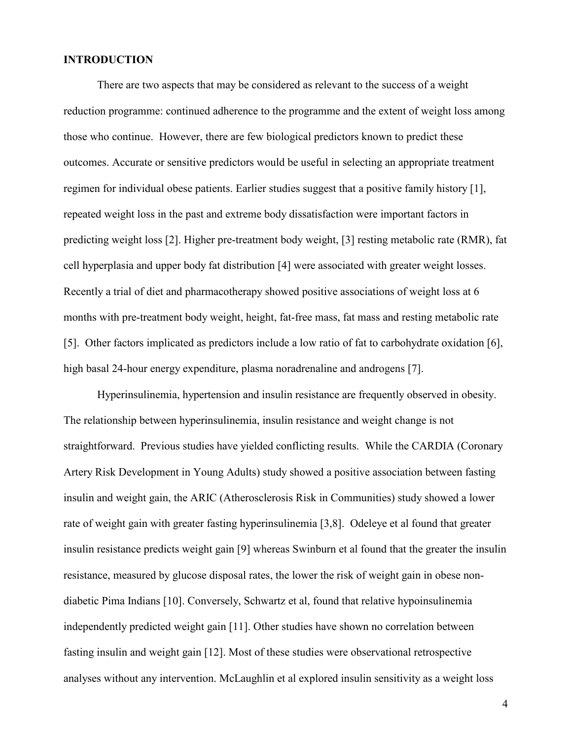## INTRODUCTION

There are two aspects that may be considered as relevant to the success of a weight reduction programme: continued adherence to the programme and the extent of weight loss among those who continue. However, there are few biological predictors known to predict these outcomes. Accurate or sensitive predictors would be useful in selecting an appropriate treatment regimen for individual obese patients. Earlier studies suggest that a positive family history [1], repeated weight loss in the past and extreme body dissatisfaction were important factors in predicting weight loss [2]. Higher pre-treatment body weight, [3] resting metabolic rate (RMR), fat cell hyperplasia and upper body fat distribution [4] were associated with greater weight losses. Recently a trial of diet and pharmacotherapy showed positive associations of weight loss at 6 months with pre-treatment body weight, height, fat-free mass, fat mass and resting metabolic rate [5]. Other factors implicated as predictors include a low ratio of fat to carbohydrate oxidation [6], high basal 24-hour energy expenditure, plasma noradrenaline and androgens [7].

Hyperinsulinemia, hypertension and insulin resistance are frequently observed in obesity. The relationship between hyperinsulinemia, insulin resistance and weight change is not straightforward. Previous studies have yielded conflicting results. While the CARDIA (Coronary Artery Risk Development in Young Adults) study showed a positive association between fasting insulin and weight gain, the ARIC (Atherosclerosis Risk in Communities) study showed a lower rate of weight gain with greater fasting hyperinsulinemia [3,8]. Odeleye et al found that greater insulin resistance predicts weight gain [9] whereas Swinburn et al found that the greater the insulin resistance, measured by glucose disposal rates, the lower the risk of weight gain in obese non-diabetic Pima Indians [10]. Conversely, Schwartz et al, found that relative hypoinsulinemia independently predicted weight gain [11]. Other studies have shown no correlation between fasting insulin and weight gain [12]. Most of these studies were observational retrospective analyses without any intervention. McLaughlin et al explored insulin sensitivity as a weight loss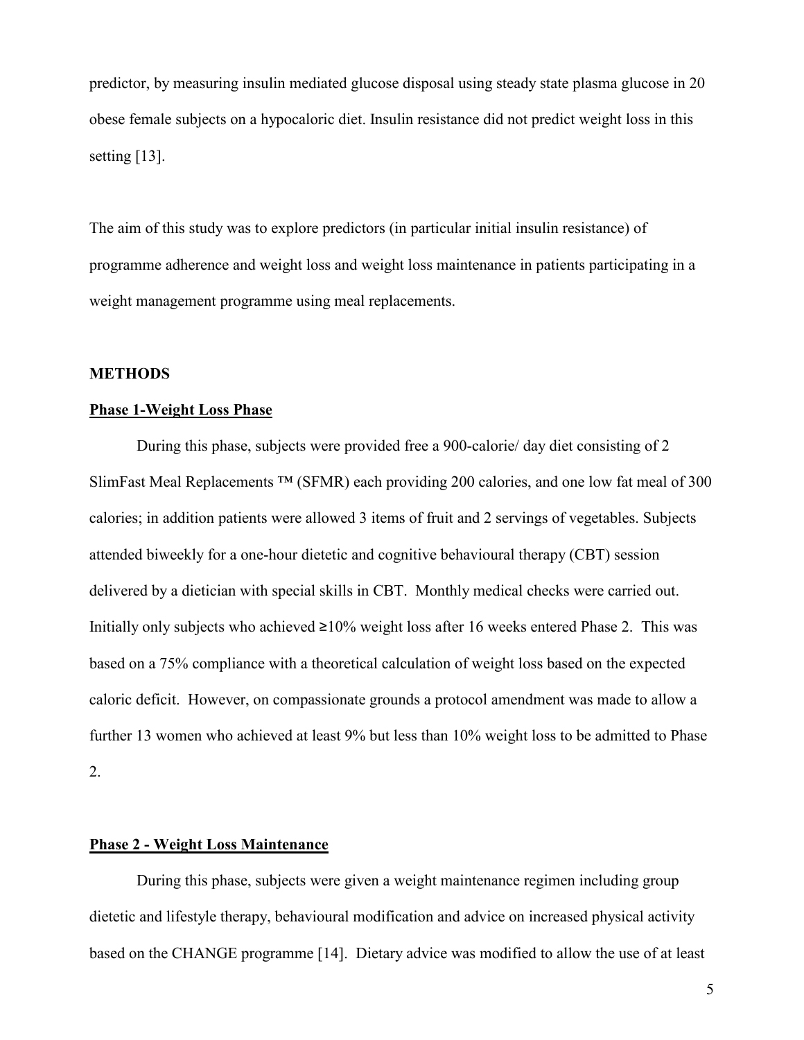predictor, by measuring insulin mediated glucose disposal using steady state plasma glucose in 20 obese female subjects on a hypocaloric diet. Insulin resistance did not predict weight loss in this setting [13].

The aim of this study was to explore predictors (in particular initial insulin resistance) of programme adherence and weight loss and weight loss maintenance in patients participating in a weight management programme using meal replacements.

## METHODS

### Phase 1-Weight Loss Phase

During this phase, subjects were provided free a 900-calorie/ day diet consisting of 2 SlimFast Meal Replacements ™ (SFMR) each providing 200 calories, and one low fat meal of 300 calories; in addition patients were allowed 3 items of fruit and 2 servings of vegetables. Subjects attended biweekly for a one-hour dietetic and cognitive behavioural therapy (CBT) session delivered by a dietician with special skills in CBT. Monthly medical checks were carried out. Initially only subjects who achieved ≥10% weight loss after 16 weeks entered Phase 2. This was based on a 75% compliance with a theoretical calculation of weight loss based on the expected caloric deficit. However, on compassionate grounds a protocol amendment was made to allow a further 13 women who achieved at least 9% but less than 10% weight loss to be admitted to Phase 2.

### Phase 2 - Weight Loss Maintenance

During this phase, subjects were given a weight maintenance regimen including group dietetic and lifestyle therapy, behavioural modification and advice on increased physical activity based on the CHANGE programme [14]. Dietary advice was modified to allow the use of at least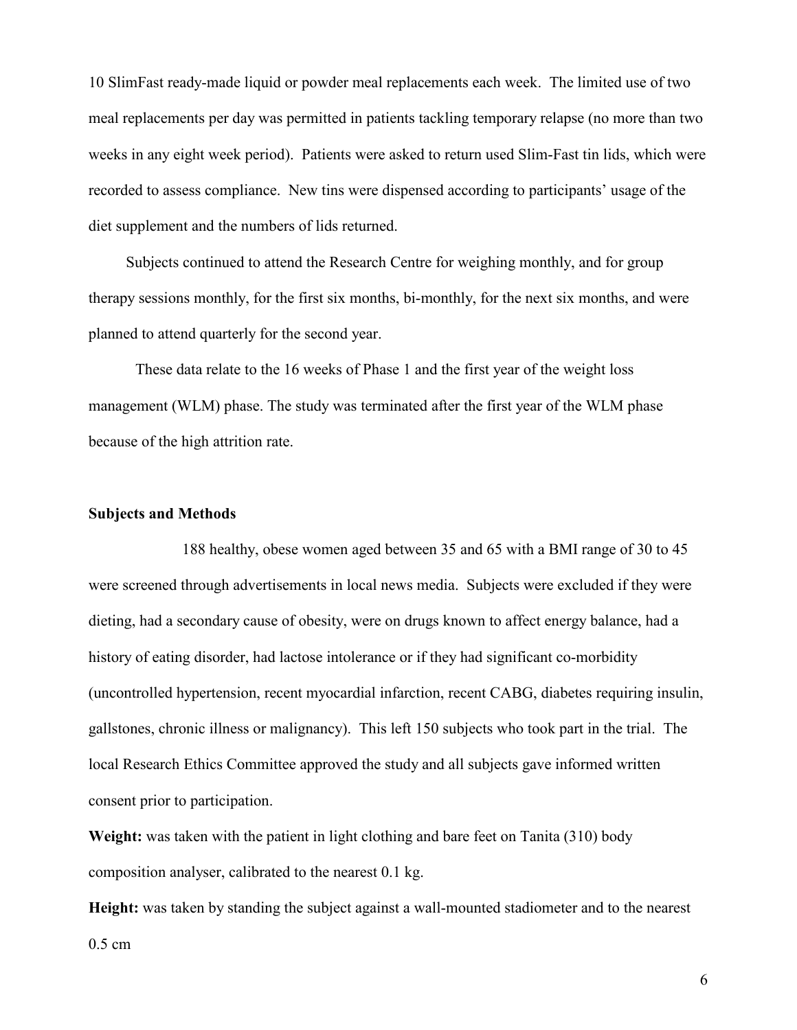10 SlimFast ready-made liquid or powder meal replacements each week. The limited use of two meal replacements per day was permitted in patients tackling temporary relapse (no more than two weeks in any eight week period). Patients were asked to return used Slim-Fast tin lids, which were recorded to assess compliance. New tins were dispensed according to participants' usage of the diet supplement and the numbers of lids returned.

Subjects continued to attend the Research Centre for weighing monthly, and for group therapy sessions monthly, for the first six months, bi-monthly, for the next six months, and were planned to attend quarterly for the second year.

These data relate to the 16 weeks of Phase 1 and the first year of the weight loss management (WLM) phase. The study was terminated after the first year of the WLM phase because of the high attrition rate.

**Subjects and Methods**

188 healthy, obese women aged between 35 and 65 with a BMI range of 30 to 45 were screened through advertisements in local news media. Subjects were excluded if they were dieting, had a secondary cause of obesity, were on drugs known to affect energy balance, had a history of eating disorder, had lactose intolerance or if they had significant co-morbidity (uncontrolled hypertension, recent myocardial infarction, recent CABG, diabetes requiring insulin, gallstones, chronic illness or malignancy). This left 150 subjects who took part in the trial. The local Research Ethics Committee approved the study and all subjects gave informed written consent prior to participation.

**Weight:** was taken with the patient in light clothing and bare feet on Tanita (310) body composition analyser, calibrated to the nearest 0.1 kg.

**Height:** was taken by standing the subject against a wall-mounted stadiometer and to the nearest 0.5 cm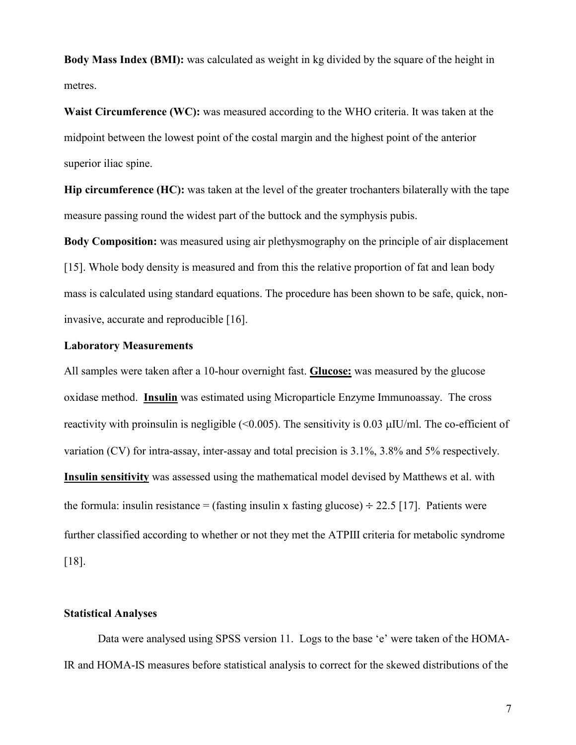**Body Mass Index (BMI):** was calculated as weight in kg divided by the square of the height in metres.

**Waist Circumference (WC):** was measured according to the WHO criteria. It was taken at the midpoint between the lowest point of the costal margin and the highest point of the anterior superior iliac spine.

**Hip circumference (HC):** was taken at the level of the greater trochanters bilaterally with the tape measure passing round the widest part of the buttock and the symphysis pubis.

**Body Composition:** was measured using air plethysmography on the principle of air displacement [15]. Whole body density is measured and from this the relative proportion of fat and lean body mass is calculated using standard equations. The procedure has been shown to be safe, quick, non-invasive, accurate and reproducible [16].

### Laboratory Measurements

All samples were taken after a 10-hour overnight fast. **Glucose:** was measured by the glucose oxidase method. **Insulin** was estimated using Microparticle Enzyme Immunoassay. The cross reactivity with proinsulin is negligible (<0.005). The sensitivity is 0.03 μIU/ml. The co-efficient of variation (CV) for intra-assay, inter-assay and total precision is 3.1%, 3.8% and 5% respectively. **Insulin sensitivity** was assessed using the mathematical model devised by Matthews et al. with the formula: insulin resistance = (fasting insulin x fasting glucose) ÷ 22.5 [17]. Patients were further classified according to whether or not they met the ATPIII criteria for metabolic syndrome [18].

### Statistical Analyses

Data were analysed using SPSS version 11. Logs to the base 'e' were taken of the HOMA-IR and HOMA-IS measures before statistical analysis to correct for the skewed distributions of the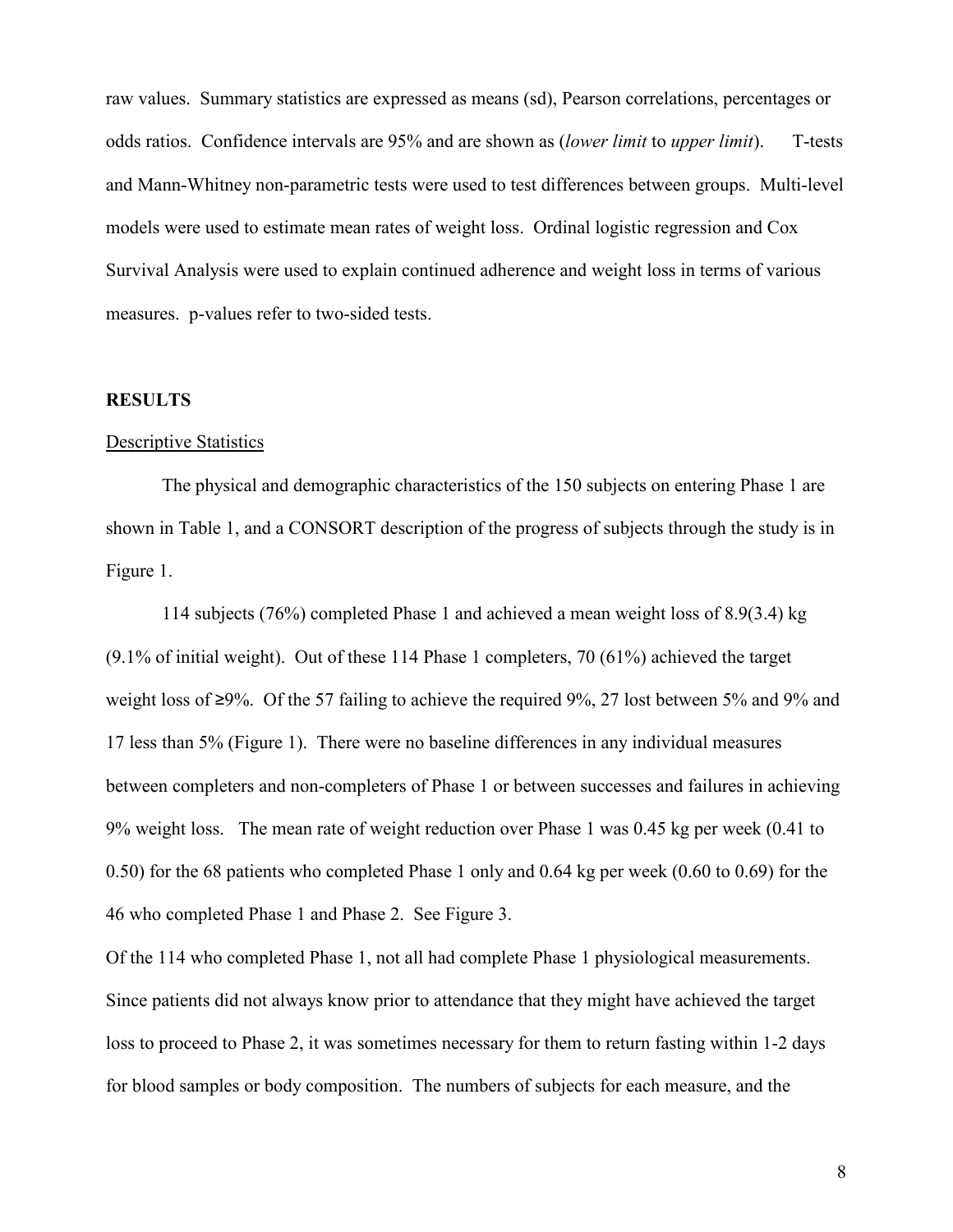raw values. Summary statistics are expressed as means (sd), Pearson correlations, percentages or odds ratios. Confidence intervals are 95% and are shown as (*lower limit* to *upper limit*). T-tests and Mann-Whitney non-parametric tests were used to test differences between groups. Multi-level models were used to estimate mean rates of weight loss. Ordinal logistic regression and Cox Survival Analysis were used to explain continued adherence and weight loss in terms of various measures. p-values refer to two-sided tests.

## RESULTS

### Descriptive Statistics

The physical and demographic characteristics of the 150 subjects on entering Phase 1 are shown in Table 1, and a CONSORT description of the progress of subjects through the study is in Figure 1.

114 subjects (76%) completed Phase 1 and achieved a mean weight loss of 8.9(3.4) kg (9.1% of initial weight). Out of these 114 Phase 1 completers, 70 (61%) achieved the target weight loss of ≥9%. Of the 57 failing to achieve the required 9%, 27 lost between 5% and 9% and 17 less than 5% (Figure 1). There were no baseline differences in any individual measures between completers and non-completers of Phase 1 or between successes and failures in achieving 9% weight loss. The mean rate of weight reduction over Phase 1 was 0.45 kg per week (0.41 to 0.50) for the 68 patients who completed Phase 1 only and 0.64 kg per week (0.60 to 0.69) for the 46 who completed Phase 1 and Phase 2. See Figure 3.

Of the 114 who completed Phase 1, not all had complete Phase 1 physiological measurements. Since patients did not always know prior to attendance that they might have achieved the target loss to proceed to Phase 2, it was sometimes necessary for them to return fasting within 1-2 days for blood samples or body composition. The numbers of subjects for each measure, and the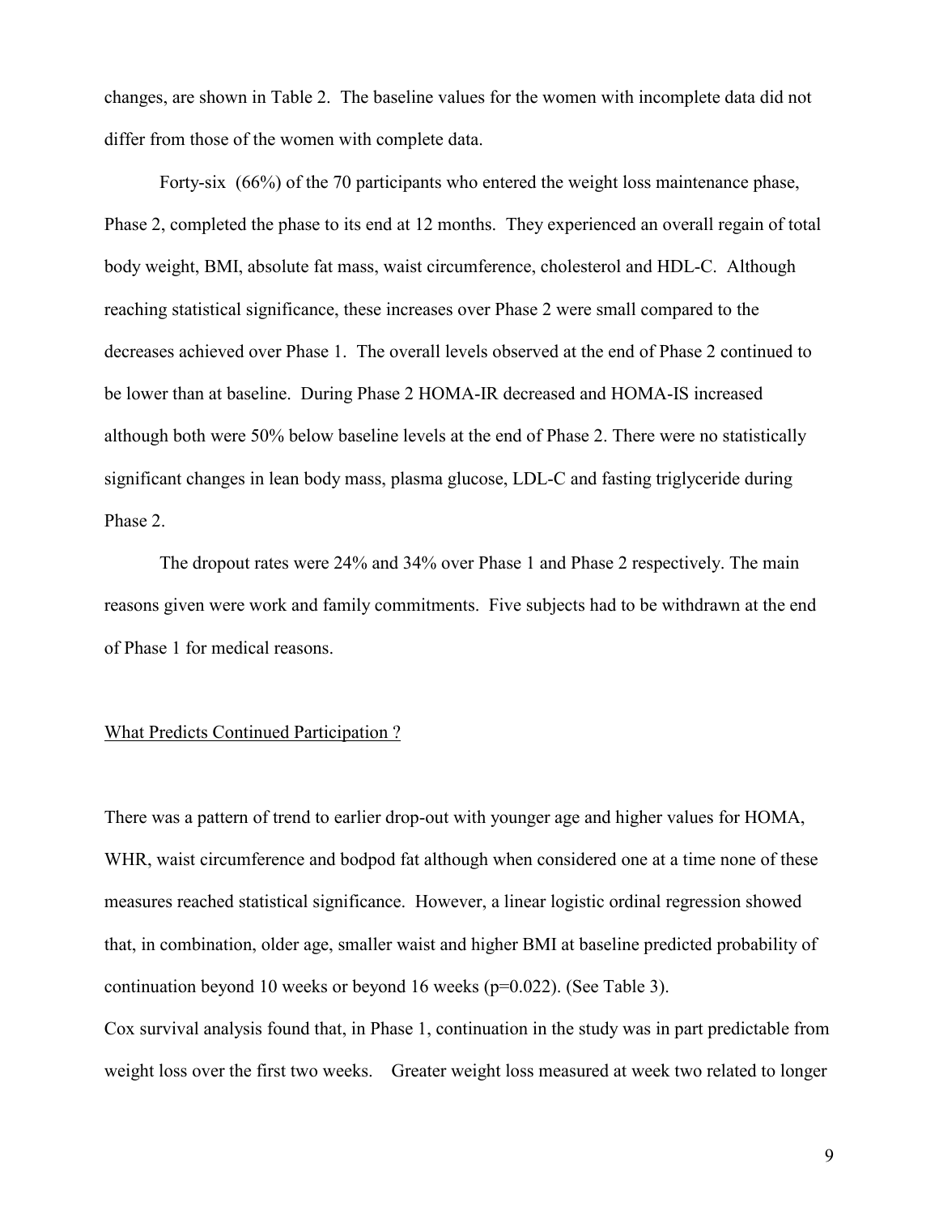changes, are shown in Table 2. The baseline values for the women with incomplete data did not differ from those of the women with complete data.

Forty-six (66%) of the 70 participants who entered the weight loss maintenance phase, Phase 2, completed the phase to its end at 12 months. They experienced an overall regain of total body weight, BMI, absolute fat mass, waist circumference, cholesterol and HDL-C. Although reaching statistical significance, these increases over Phase 2 were small compared to the decreases achieved over Phase 1. The overall levels observed at the end of Phase 2 continued to be lower than at baseline. During Phase 2 HOMA-IR decreased and HOMA-IS increased although both were 50% below baseline levels at the end of Phase 2. There were no statistically significant changes in lean body mass, plasma glucose, LDL-C and fasting triglyceride during Phase 2.

The dropout rates were 24% and 34% over Phase 1 and Phase 2 respectively. The main reasons given were work and family commitments. Five subjects had to be withdrawn at the end of Phase 1 for medical reasons.

## What Predicts Continued Participation ?

There was a pattern of trend to earlier drop-out with younger age and higher values for HOMA, WHR, waist circumference and bodpod fat although when considered one at a time none of these measures reached statistical significance. However, a linear logistic ordinal regression showed that, in combination, older age, smaller waist and higher BMI at baseline predicted probability of continuation beyond 10 weeks or beyond 16 weeks ($p=0.022$). (See Table 3).

Cox survival analysis found that, in Phase 1, continuation in the study was in part predictable from weight loss over the first two weeks. Greater weight loss measured at week two related to longer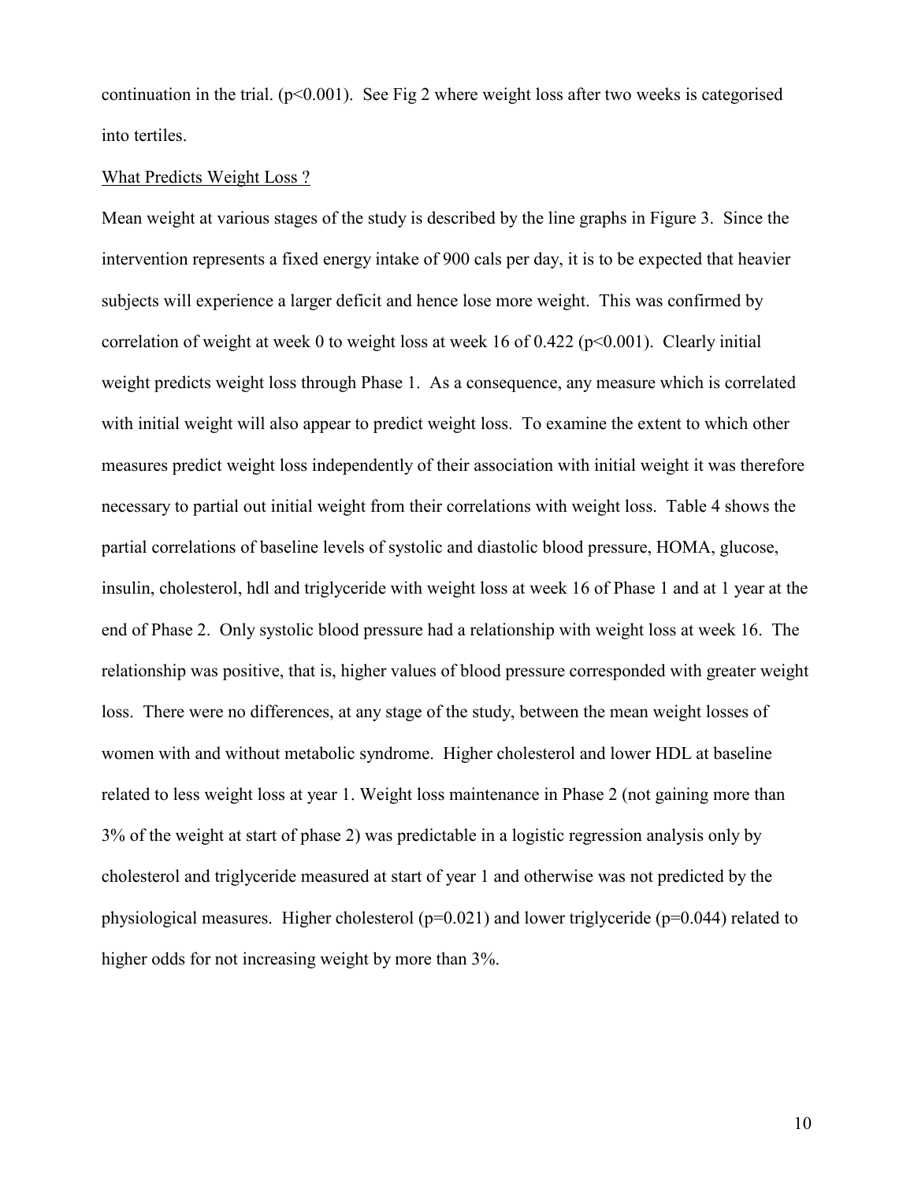continuation in the trial. ($p<0.001$). See Fig 2 where weight loss after two weeks is categorised into tertiles.

What Predicts Weight Loss ?

Mean weight at various stages of the study is described by the line graphs in Figure 3. Since the intervention represents a fixed energy intake of 900 cals per day, it is to be expected that heavier subjects will experience a larger deficit and hence lose more weight. This was confirmed by correlation of weight at week 0 to weight loss at week 16 of 0.422 ($p<0.001$). Clearly initial weight predicts weight loss through Phase 1. As a consequence, any measure which is correlated with initial weight will also appear to predict weight loss. To examine the extent to which other measures predict weight loss independently of their association with initial weight it was therefore necessary to partial out initial weight from their correlations with weight loss. Table 4 shows the partial correlations of baseline levels of systolic and diastolic blood pressure, HOMA, glucose, insulin, cholesterol, hdl and triglyceride with weight loss at week 16 of Phase 1 and at 1 year at the end of Phase 2. Only systolic blood pressure had a relationship with weight loss at week 16. The relationship was positive, that is, higher values of blood pressure corresponded with greater weight loss. There were no differences, at any stage of the study, between the mean weight losses of women with and without metabolic syndrome. Higher cholesterol and lower HDL at baseline related to less weight loss at year 1. Weight loss maintenance in Phase 2 (not gaining more than 3% of the weight at start of phase 2) was predictable in a logistic regression analysis only by cholesterol and triglyceride measured at start of year 1 and otherwise was not predicted by the physiological measures. Higher cholesterol ($p=0.021$) and lower triglyceride ($p=0.044$) related to higher odds for not increasing weight by more than 3%.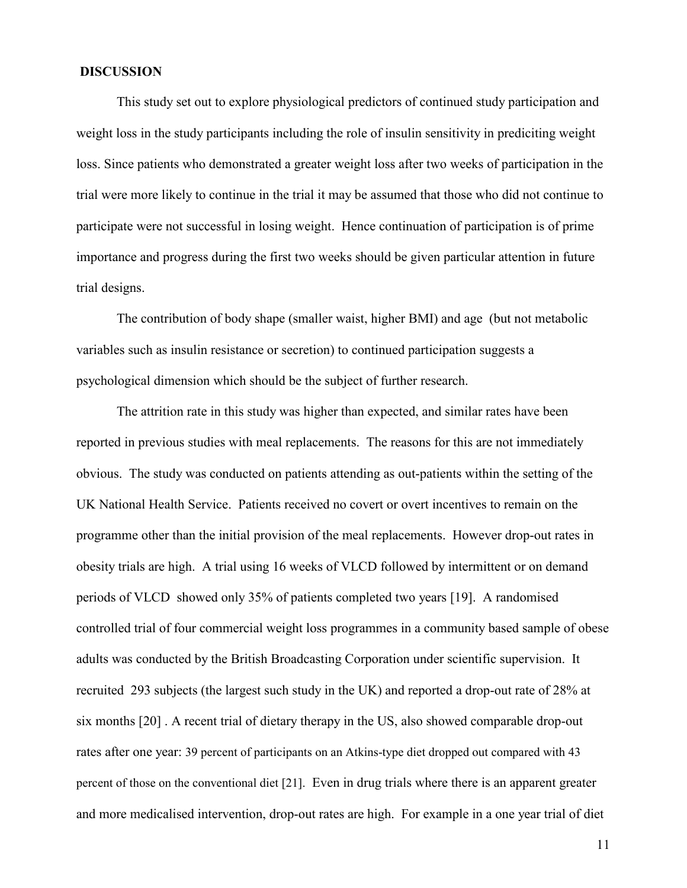## DISCUSSION

This study set out to explore physiological predictors of continued study participation and weight loss in the study participants including the role of insulin sensitivity in prediciting weight loss. Since patients who demonstrated a greater weight loss after two weeks of participation in the trial were more likely to continue in the trial it may be assumed that those who did not continue to participate were not successful in losing weight. Hence continuation of participation is of prime importance and progress during the first two weeks should be given particular attention in future trial designs.

The contribution of body shape (smaller waist, higher BMI) and age (but not metabolic variables such as insulin resistance or secretion) to continued participation suggests a psychological dimension which should be the subject of further research.

The attrition rate in this study was higher than expected, and similar rates have been reported in previous studies with meal replacements. The reasons for this are not immediately obvious. The study was conducted on patients attending as out-patients within the setting of the UK National Health Service. Patients received no covert or overt incentives to remain on the programme other than the initial provision of the meal replacements. However drop-out rates in obesity trials are high. A trial using 16 weeks of VLCD followed by intermittent or on demand periods of VLCD showed only 35% of patients completed two years [19]. A randomised controlled trial of four commercial weight loss programmes in a community based sample of obese adults was conducted by the British Broadcasting Corporation under scientific supervision. It recruited 293 subjects (the largest such study in the UK) and reported a drop-out rate of 28% at six months [20] . A recent trial of dietary therapy in the US, also showed comparable drop-out rates after one year: 39 percent of participants on an Atkins-type diet dropped out compared with 43 percent of those on the conventional diet [21]. Even in drug trials where there is an apparent greater and more medicalised intervention, drop-out rates are high. For example in a one year trial of diet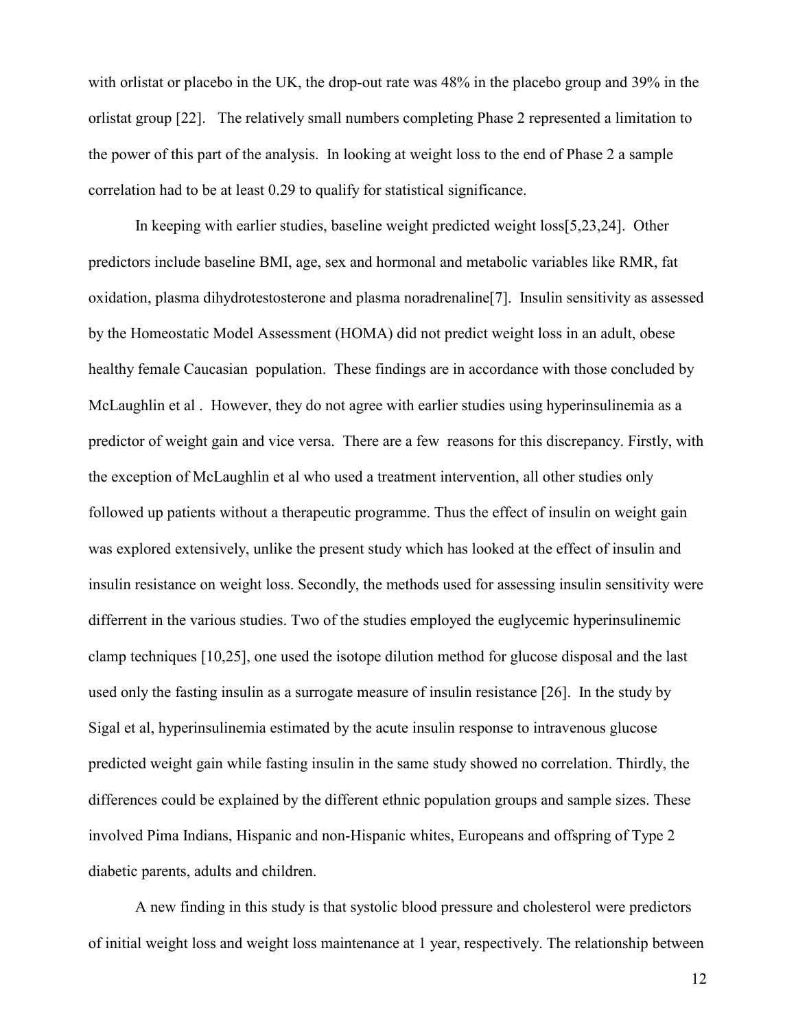with orlistat or placebo in the UK, the drop-out rate was 48% in the placebo group and 39% in the orlistat group [22]. The relatively small numbers completing Phase 2 represented a limitation to the power of this part of the analysis. In looking at weight loss to the end of Phase 2 a sample correlation had to be at least 0.29 to qualify for statistical significance.

In keeping with earlier studies, baseline weight predicted weight loss[5,23,24]. Other predictors include baseline BMI, age, sex and hormonal and metabolic variables like RMR, fat oxidation, plasma dihydrotestosterone and plasma noradrenaline[7]. Insulin sensitivity as assessed by the Homeostatic Model Assessment (HOMA) did not predict weight loss in an adult, obese healthy female Caucasian population. These findings are in accordance with those concluded by McLaughlin et al . However, they do not agree with earlier studies using hyperinsulinemia as a predictor of weight gain and vice versa. There are a few reasons for this discrepancy. Firstly, with the exception of McLaughlin et al who used a treatment intervention, all other studies only followed up patients without a therapeutic programme. Thus the effect of insulin on weight gain was explored extensively, unlike the present study which has looked at the effect of insulin and insulin resistance on weight loss. Secondly, the methods used for assessing insulin sensitivity were differrent in the various studies. Two of the studies employed the euglycemic hyperinsulinemic clamp techniques [10,25], one used the isotope dilution method for glucose disposal and the last used only the fasting insulin as a surrogate measure of insulin resistance [26]. In the study by Sigal et al, hyperinsulinemia estimated by the acute insulin response to intravenous glucose predicted weight gain while fasting insulin in the same study showed no correlation. Thirdly, the differences could be explained by the different ethnic population groups and sample sizes. These involved Pima Indians, Hispanic and non-Hispanic whites, Europeans and offspring of Type 2 diabetic parents, adults and children.

A new finding in this study is that systolic blood pressure and cholesterol were predictors of initial weight loss and weight loss maintenance at 1 year, respectively. The relationship between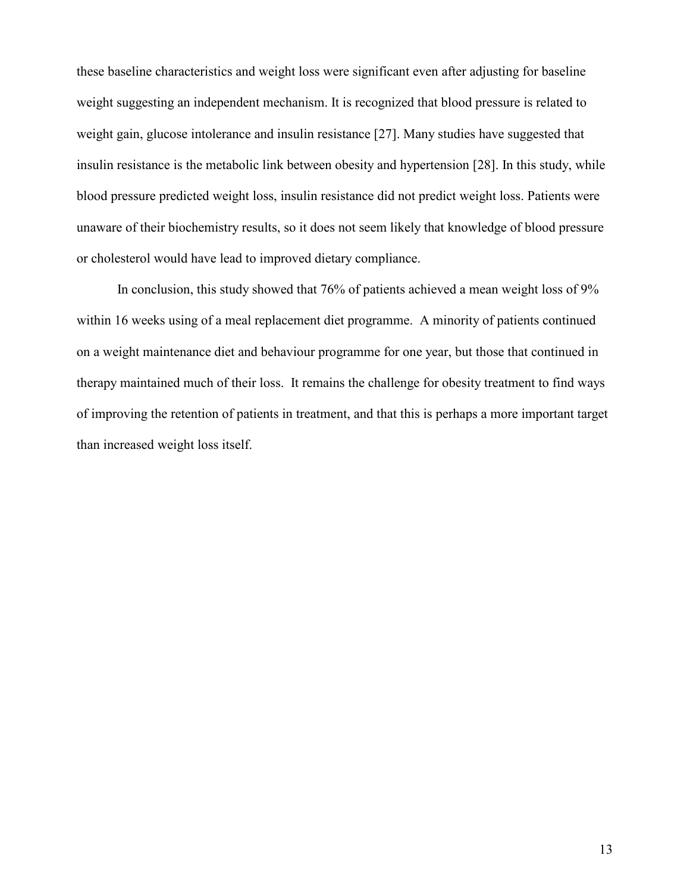these baseline characteristics and weight loss were significant even after adjusting for baseline weight suggesting an independent mechanism. It is recognized that blood pressure is related to weight gain, glucose intolerance and insulin resistance [27]. Many studies have suggested that insulin resistance is the metabolic link between obesity and hypertension [28]. In this study, while blood pressure predicted weight loss, insulin resistance did not predict weight loss. Patients were unaware of their biochemistry results, so it does not seem likely that knowledge of blood pressure or cholesterol would have lead to improved dietary compliance.

In conclusion, this study showed that 76% of patients achieved a mean weight loss of 9% within 16 weeks using of a meal replacement diet programme. A minority of patients continued on a weight maintenance diet and behaviour programme for one year, but those that continued in therapy maintained much of their loss. It remains the challenge for obesity treatment to find ways of improving the retention of patients in treatment, and that this is perhaps a more important target than increased weight loss itself.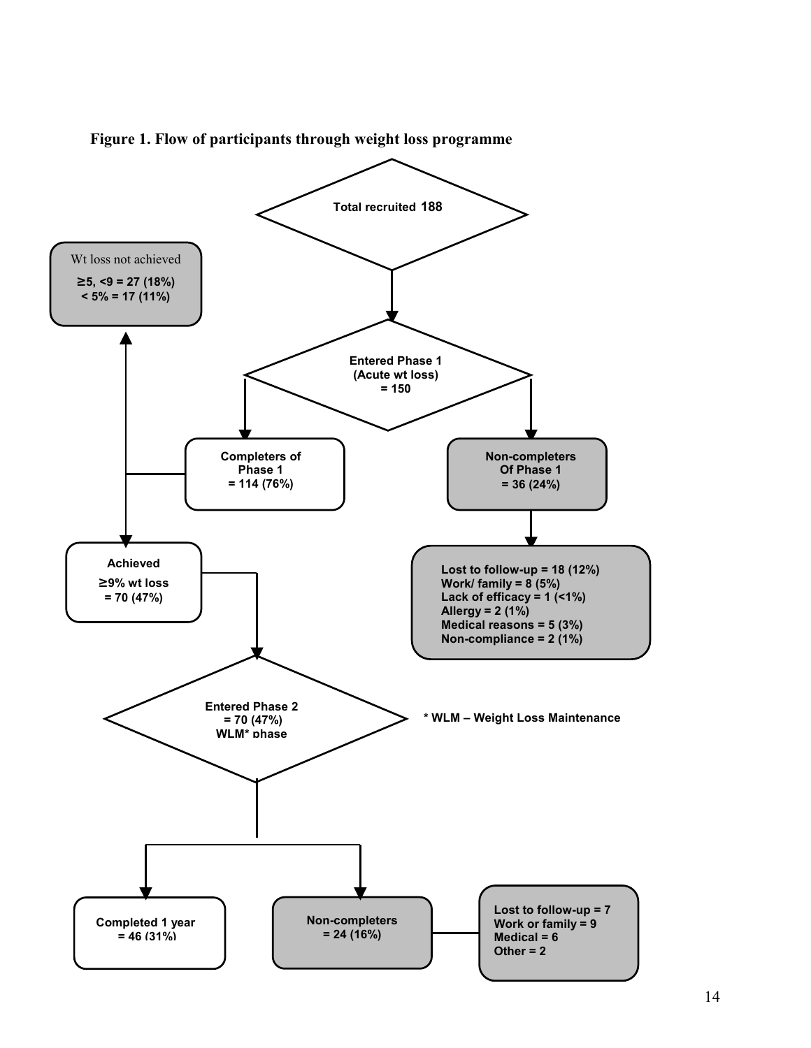**Figure 1. Flow of participants through weight loss programme**

Total recruited 188

Entered Phase 1 (Acute wt loss) = 150

Completers of Phase 1 = 114 (76%)

Non-completers Of Phase 1 = 36 (24%)

- Lost to follow-up = 18 (12%)
- Work/ family = 8 (5%)
- Lack of efficacy = 1 (<1%)
- Allergy = 2 (1%)
- Medical reasons = 5 (3%)
- Non-compliance = 2 (1%)

Wt loss not achieved

- ≥5, <9 = 27 (18%)
- < 5% = 17 (11%)

Achieved ≥9% wt loss = 70 (47%)

Entered Phase 2 = 70 (47%) WLM* phase

* WLM – Weight Loss Maintenance

Completed 1 year = 46 (31%)

Non-completers = 24 (16%)

- Lost to follow-up = 7
- Work or family = 9
- Medical = 6
- Other = 2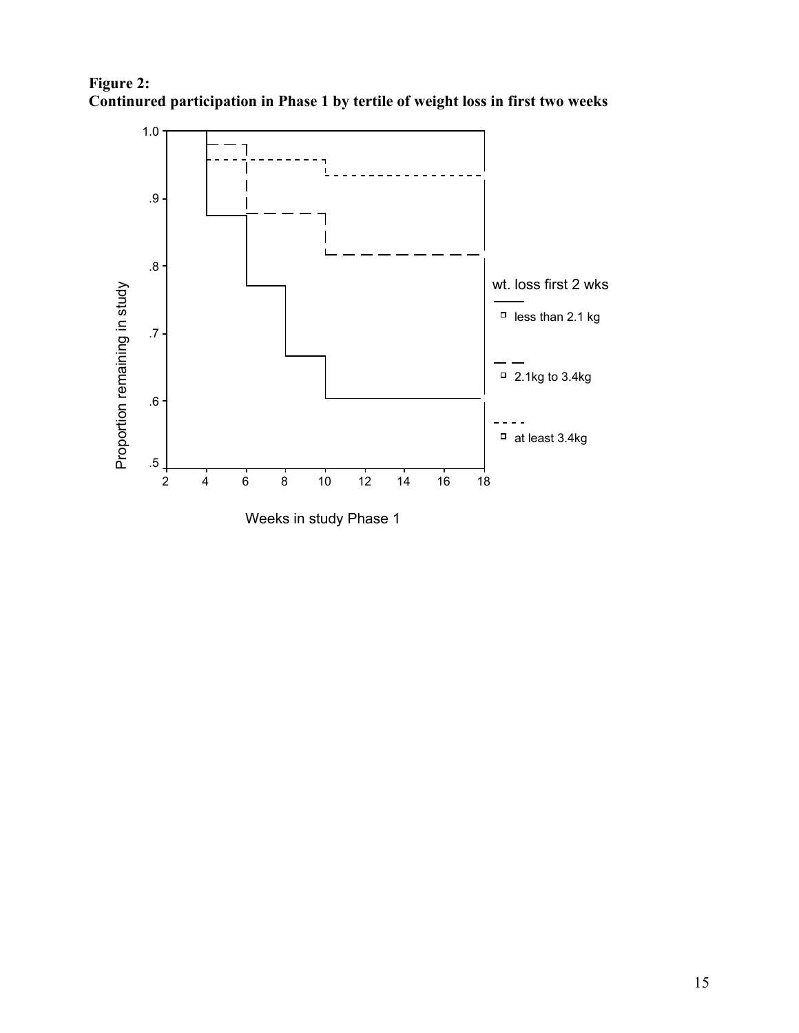**Figure 2:**
**Continured participation in Phase 1 by tertile of weight loss in first two weeks**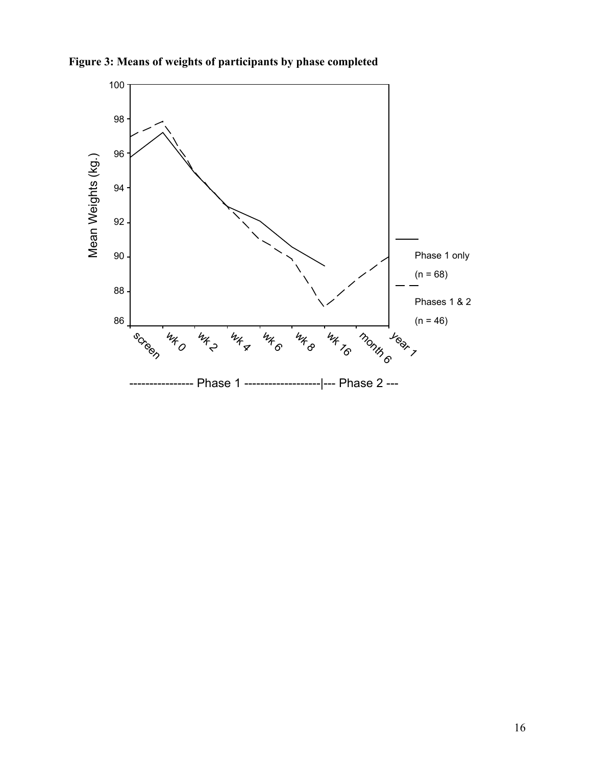**Figure 3: Means of weights of participants by phase completed**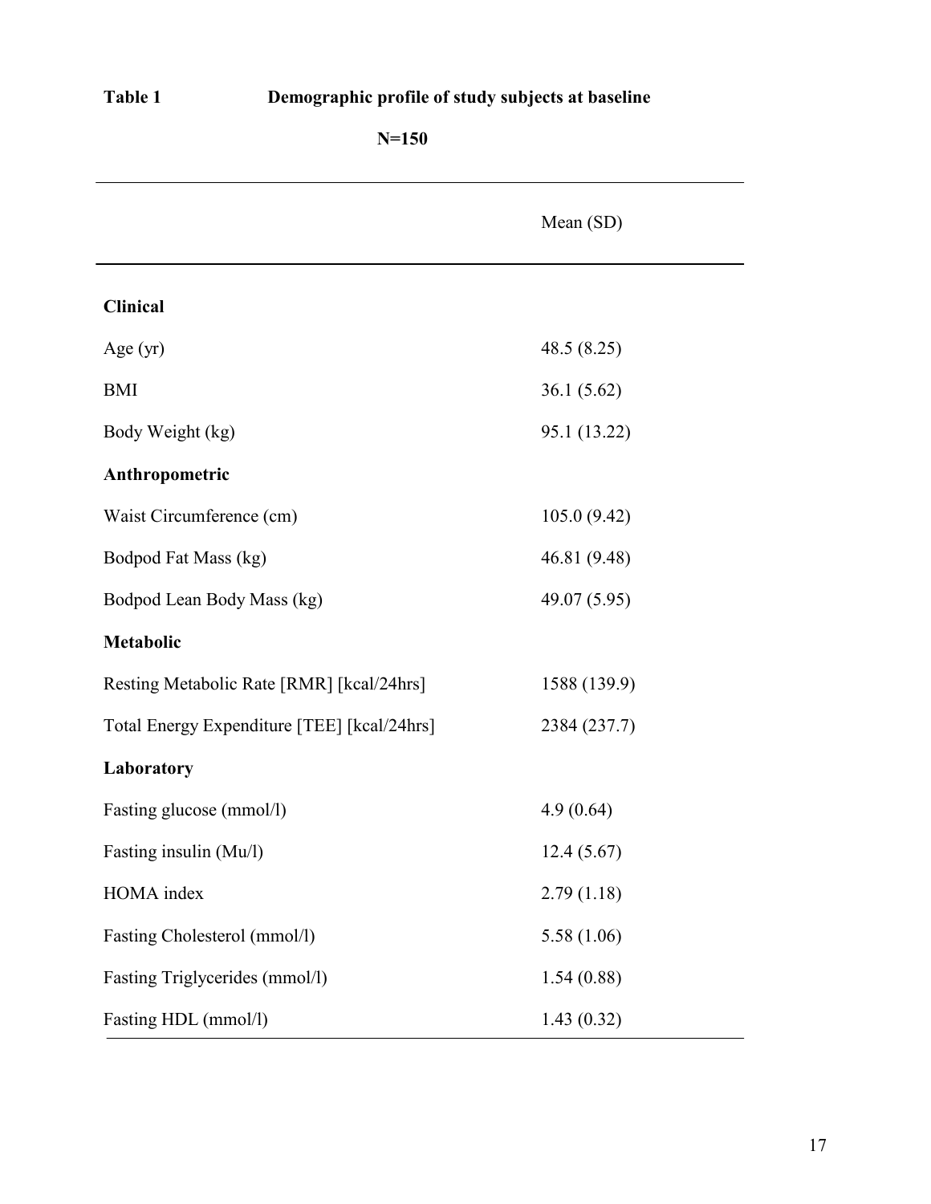**Table 1** Demographic profile of study subjects at baseline

**N=150**

| | Mean (SD) |
|---|---|
| **Clinical** | |
| Age (yr) | 48.5 (8.25) |
| BMI | 36.1 (5.62) |
| Body Weight (kg) | 95.1 (13.22) |
| **Anthropometric** | |
| Waist Circumference (cm) | 105.0 (9.42) |
| Bodpod Fat Mass (kg) | 46.81 (9.48) |
| Bodpod Lean Body Mass (kg) | 49.07 (5.95) |
| **Metabolic** | |
| Resting Metabolic Rate [RMR] [kcal/24hrs] | 1588 (139.9) |
| Total Energy Expenditure [TEE] [kcal/24hrs] | 2384 (237.7) |
| **Laboratory** | |
| Fasting glucose (mmol/l) | 4.9 (0.64) |
| Fasting insulin (Mu/l) | 12.4 (5.67) |
| HOMA index | 2.79 (1.18) |
| Fasting Cholesterol (mmol/l) | 5.58 (1.06) |
| Fasting Triglycerides (mmol/l) | 1.54 (0.88) |
| Fasting HDL (mmol/l) | 1.43 (0.32) |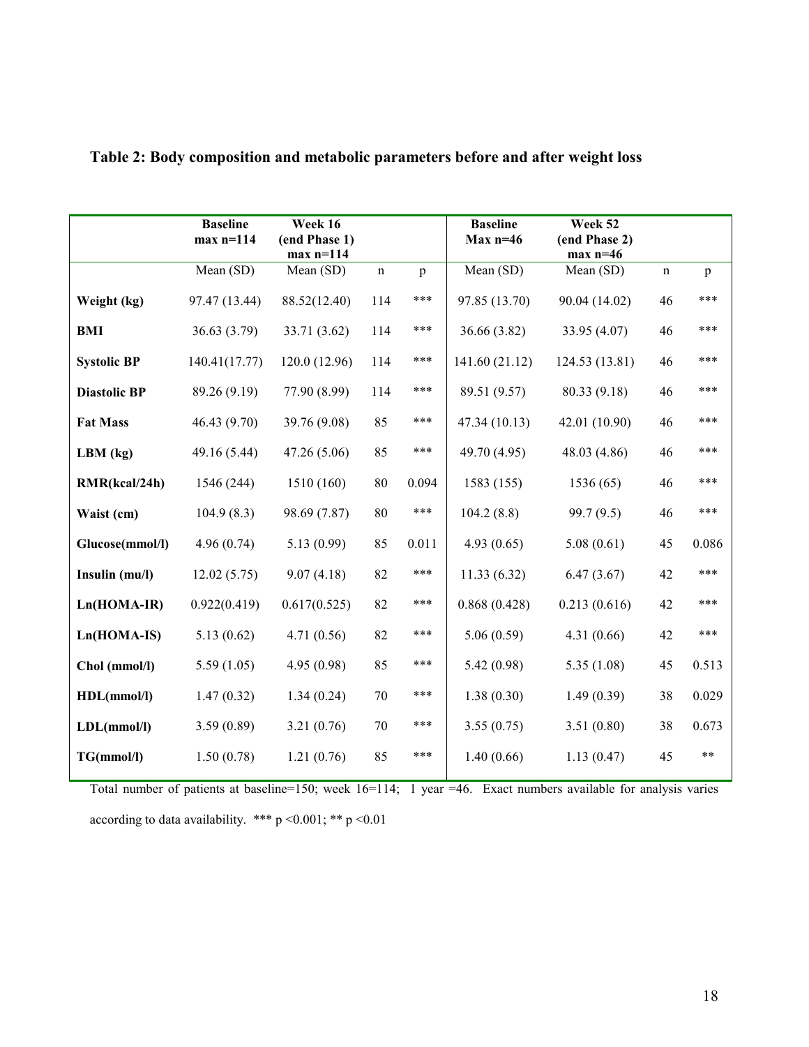**Table 2: Body composition and metabolic parameters before and after weight loss**

| | Baseline max n=114 | Week 16 (end Phase 1) max n=114 | | | Baseline Max n=46 | Week 52 (end Phase 2) max n=46 | | |
|---|---|---|---|---|---|---|---|---|
| | Mean (SD) | Mean (SD) | n | p | Mean (SD) | Mean (SD) | n | p |
| **Weight (kg)** | 97.47 (13.44) | 88.52(12.40) | 114 | *** | 97.85 (13.70) | 90.04 (14.02) | 46 | *** |
| **BMI** | 36.63 (3.79) | 33.71 (3.62) | 114 | *** | 36.66 (3.82) | 33.95 (4.07) | 46 | *** |
| **Systolic BP** | 140.41(17.77) | 120.0 (12.96) | 114 | *** | 141.60 (21.12) | 124.53 (13.81) | 46 | *** |
| **Diastolic BP** | 89.26 (9.19) | 77.90 (8.99) | 114 | *** | 89.51 (9.57) | 80.33 (9.18) | 46 | *** |
| **Fat Mass** | 46.43 (9.70) | 39.76 (9.08) | 85 | *** | 47.34 (10.13) | 42.01 (10.90) | 46 | *** |
| **LBM (kg)** | 49.16 (5.44) | 47.26 (5.06) | 85 | *** | 49.70 (4.95) | 48.03 (4.86) | 46 | *** |
| **RMR(kcal/24h)** | 1546 (244) | 1510 (160) | 80 | 0.094 | 1583 (155) | 1536 (65) | 46 | *** |
| **Waist (cm)** | 104.9 (8.3) | 98.69 (7.87) | 80 | *** | 104.2 (8.8) | 99.7 (9.5) | 46 | *** |
| **Glucose(mmol/l)** | 4.96 (0.74) | 5.13 (0.99) | 85 | 0.011 | 4.93 (0.65) | 5.08 (0.61) | 45 | 0.086 |
| **Insulin (mu/l)** | 12.02 (5.75) | 9.07 (4.18) | 82 | *** | 11.33 (6.32) | 6.47 (3.67) | 42 | *** |
| **Ln(HOMA-IR)** | 0.922(0.419) | 0.617(0.525) | 82 | *** | 0.868 (0.428) | 0.213 (0.616) | 42 | *** |
| **Ln(HOMA-IS)** | 5.13 (0.62) | 4.71 (0.56) | 82 | *** | 5.06 (0.59) | 4.31 (0.66) | 42 | *** |
| **Chol (mmol/l)** | 5.59 (1.05) | 4.95 (0.98) | 85 | *** | 5.42 (0.98) | 5.35 (1.08) | 45 | 0.513 |
| **HDL(mmol/l)** | 1.47 (0.32) | 1.34 (0.24) | 70 | *** | 1.38 (0.30) | 1.49 (0.39) | 38 | 0.029 |
| **LDL(mmol/l)** | 3.59 (0.89) | 3.21 (0.76) | 70 | *** | 3.55 (0.75) | 3.51 (0.80) | 38 | 0.673 |
| **TG(mmol/l)** | 1.50 (0.78) | 1.21 (0.76) | 85 | *** | 1.40 (0.66) | 1.13 (0.47) | 45 | ** |

Total number of patients at baseline=150; week 16=114; 1 year =46. Exact numbers available for analysis varies according to data availability. *** p <0.001; ** p <0.01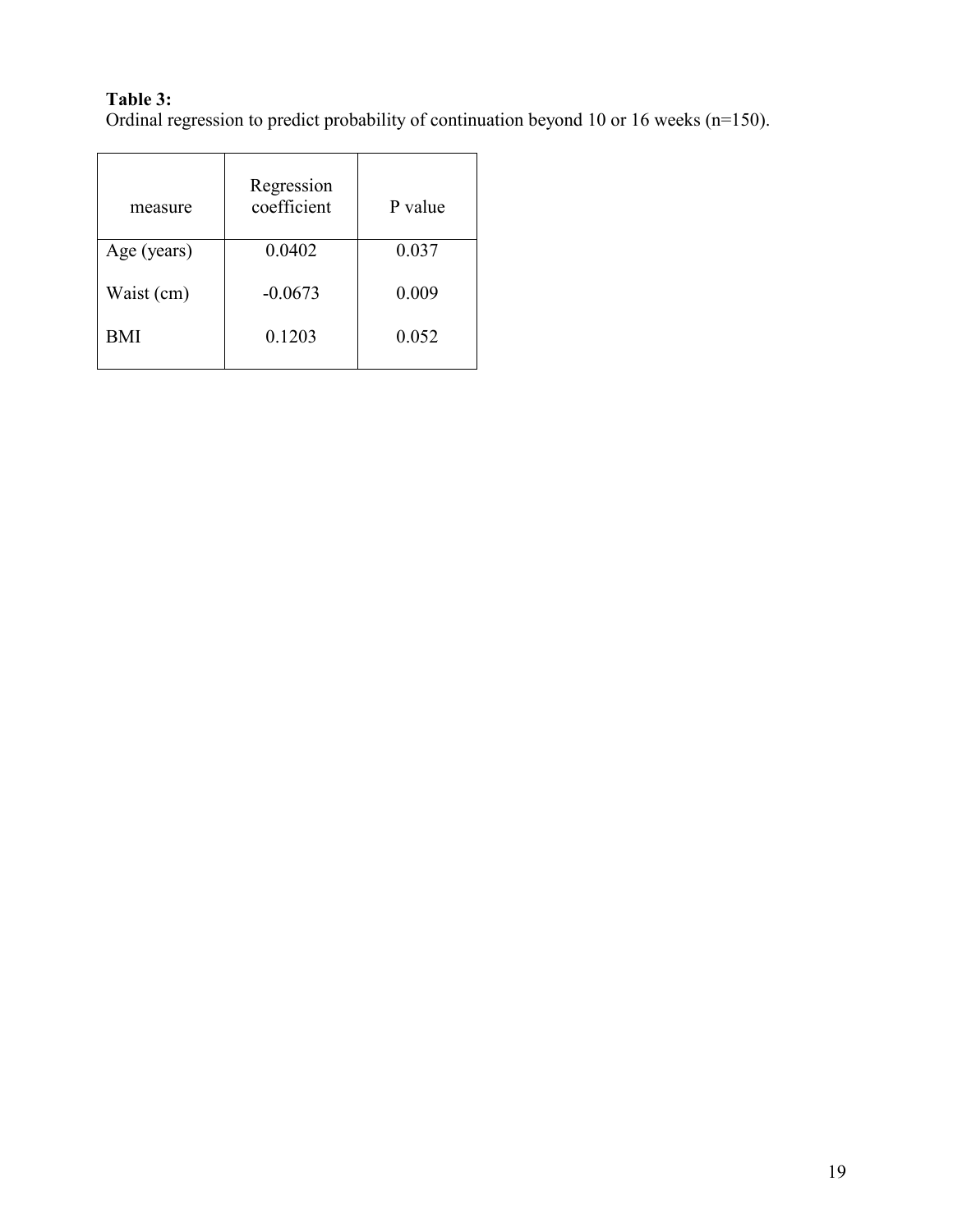**Table 3:**
Ordinal regression to predict probability of continuation beyond 10 or 16 weeks (n=150).

| measure | Regression coefficient | P value |
|---|---|---|
| Age (years) | 0.0402 | 0.037 |
| Waist (cm) | -0.0673 | 0.009 |
| BMI | 0.1203 | 0.052 |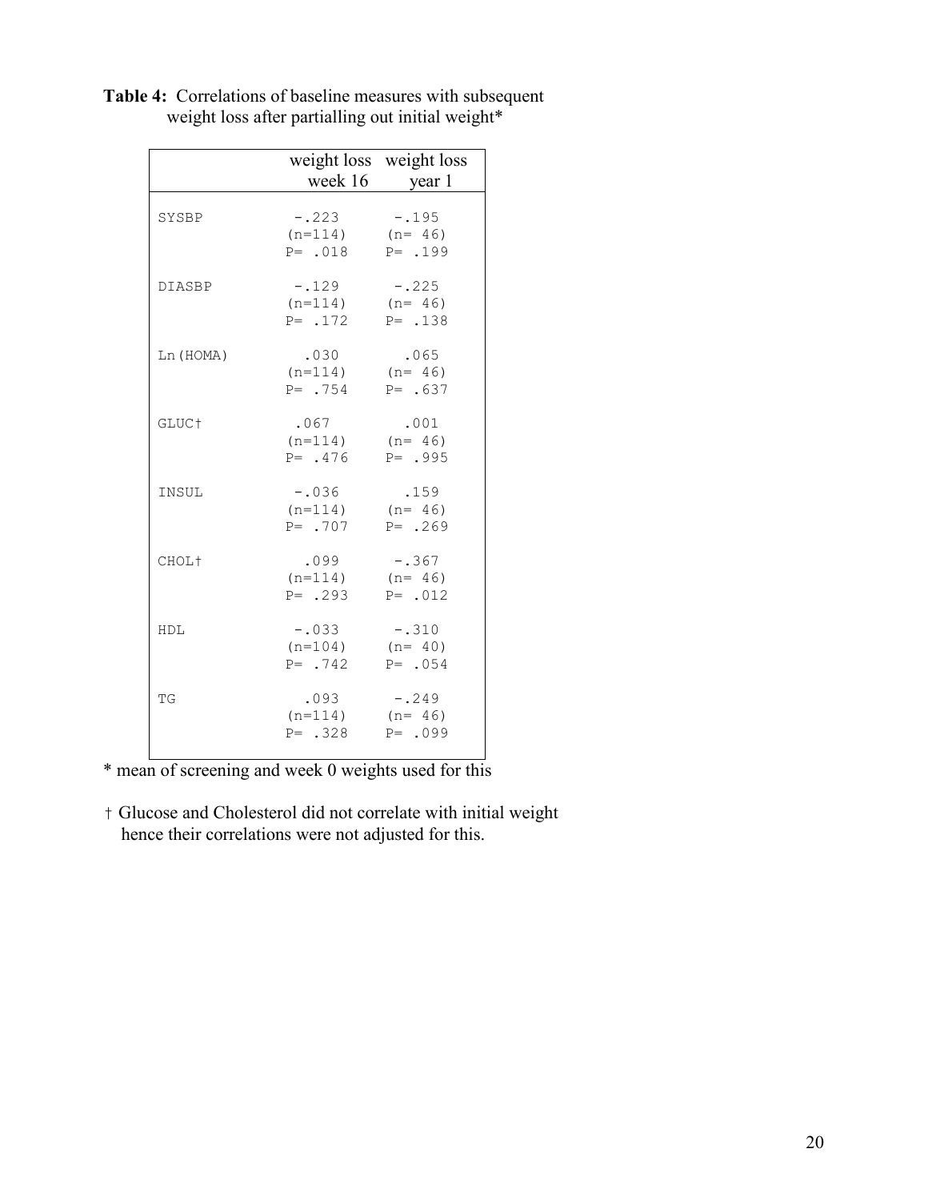**Table 4:** Correlations of baseline measures with subsequent weight loss after partialling out initial weight*

| | weight loss week 16 | weight loss year 1 |
|---|---|---|
| SYSBP | -.223 (n=114) P= .018 | -.195 (n= 46) P= .199 |
| DIASBP | -.129 (n=114) P= .172 | -.225 (n= 46) P= .138 |
| Ln(HOMA) | .030 (n=114) P= .754 | .065 (n= 46) P= .637 |
| GLUC† | .067 (n=114) P= .476 | .001 (n= 46) P= .995 |
| INSUL | -.036 (n=114) P= .707 | .159 (n= 46) P= .269 |
| CHOL† | .099 (n=114) P= .293 | -.367 (n= 46) P= .012 |
| HDL | -.033 (n=104) P= .742 | -.310 (n= 40) P= .054 |
| TG | .093 (n=114) P= .328 | -.249 (n= 46) P= .099 |

* mean of screening and week 0 weights used for this

† Glucose and Cholesterol did not correlate with initial weight hence their correlations were not adjusted for this.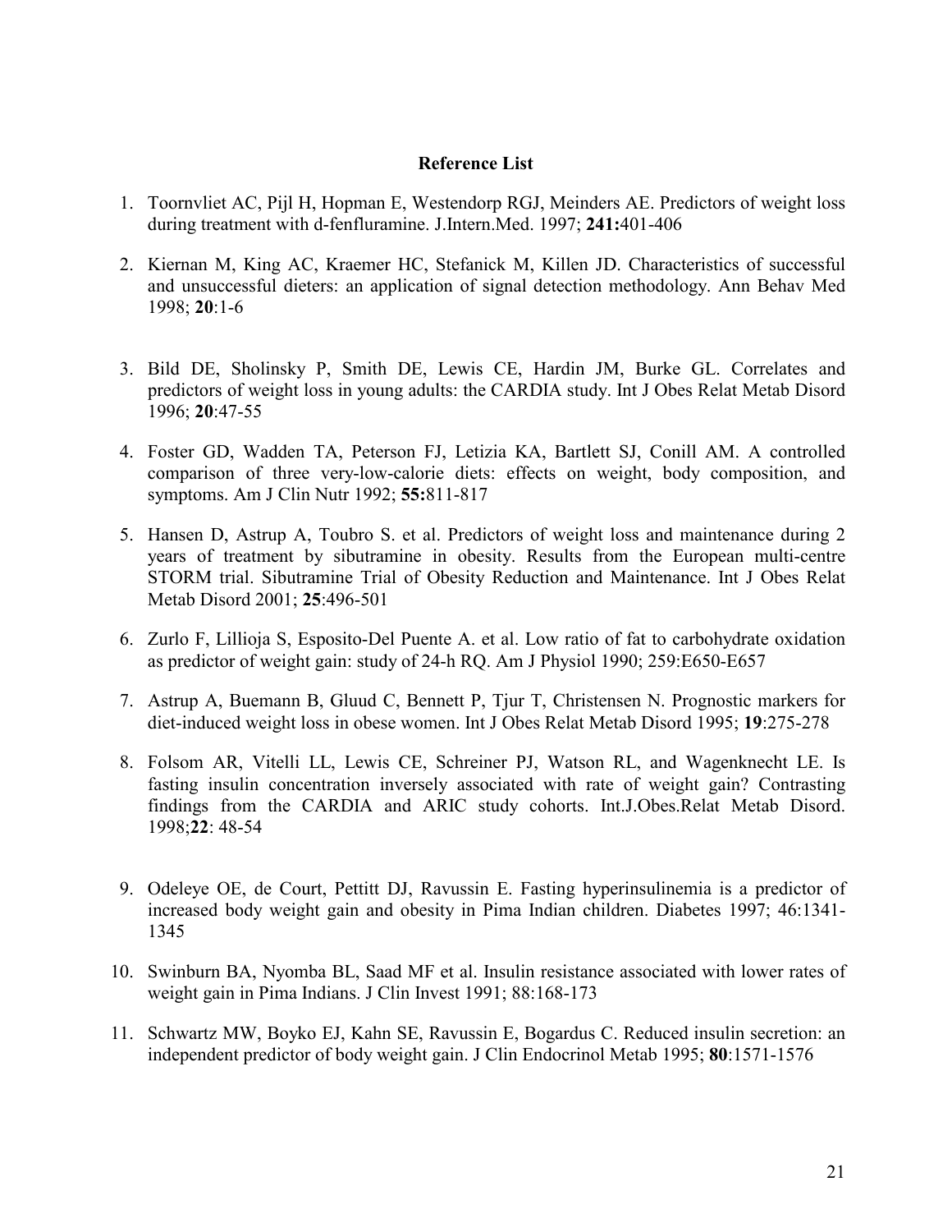**Reference List**

1. Toornvliet AC, Pijl H, Hopman E, Westendorp RGJ, Meinders AE. Predictors of weight loss during treatment with d-fenfluramine. J.Intern.Med. 1997; **241:**401-406

2. Kiernan M, King AC, Kraemer HC, Stefanick M, Killen JD. Characteristics of successful and unsuccessful dieters: an application of signal detection methodology. Ann Behav Med 1998; **20**:1-6

3. Bild DE, Sholinsky P, Smith DE, Lewis CE, Hardin JM, Burke GL. Correlates and predictors of weight loss in young adults: the CARDIA study. Int J Obes Relat Metab Disord 1996; **20**:47-55

4. Foster GD, Wadden TA, Peterson FJ, Letizia KA, Bartlett SJ, Conill AM. A controlled comparison of three very-low-calorie diets: effects on weight, body composition, and symptoms. Am J Clin Nutr 1992; **55:**811-817

5. Hansen D, Astrup A, Toubro S. et al. Predictors of weight loss and maintenance during 2 years of treatment by sibutramine in obesity. Results from the European multi-centre STORM trial. Sibutramine Trial of Obesity Reduction and Maintenance. Int J Obes Relat Metab Disord 2001; **25**:496-501

6. Zurlo F, Lillioja S, Esposito-Del Puente A. et al. Low ratio of fat to carbohydrate oxidation as predictor of weight gain: study of 24-h RQ. Am J Physiol 1990; 259:E650-E657

7. Astrup A, Buemann B, Gluud C, Bennett P, Tjur T, Christensen N. Prognostic markers for diet-induced weight loss in obese women. Int J Obes Relat Metab Disord 1995; **19**:275-278

8. Folsom AR, Vitelli LL, Lewis CE, Schreiner PJ, Watson RL, and Wagenknecht LE. Is fasting insulin concentration inversely associated with rate of weight gain? Contrasting findings from the CARDIA and ARIC study cohorts. Int.J.Obes.Relat Metab Disord. 1998;**22**: 48-54

9. Odeleye OE, de Court, Pettitt DJ, Ravussin E. Fasting hyperinsulinemia is a predictor of increased body weight gain and obesity in Pima Indian children. Diabetes 1997; 46:1341-1345

10. Swinburn BA, Nyomba BL, Saad MF et al. Insulin resistance associated with lower rates of weight gain in Pima Indians. J Clin Invest 1991; 88:168-173

11. Schwartz MW, Boyko EJ, Kahn SE, Ravussin E, Bogardus C. Reduced insulin secretion: an independent predictor of body weight gain. J Clin Endocrinol Metab 1995; **80**:1571-1576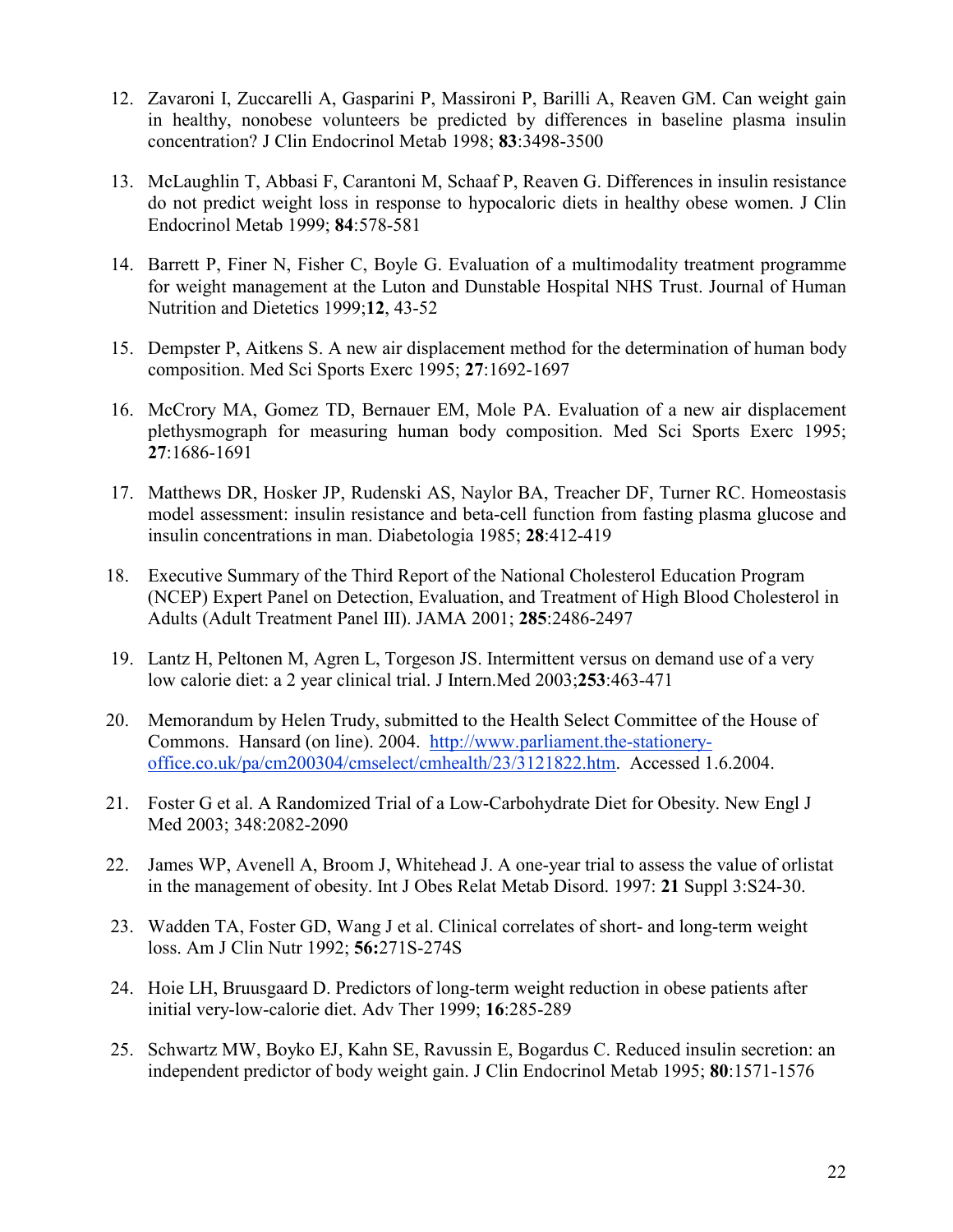12. Zavaroni I, Zuccarelli A, Gasparini P, Massironi P, Barilli A, Reaven GM. Can weight gain in healthy, nonobese volunteers be predicted by differences in baseline plasma insulin concentration? J Clin Endocrinol Metab 1998; **83**:3498-3500

13. McLaughlin T, Abbasi F, Carantoni M, Schaaf P, Reaven G. Differences in insulin resistance do not predict weight loss in response to hypocaloric diets in healthy obese women. J Clin Endocrinol Metab 1999; **84**:578-581

14. Barrett P, Finer N, Fisher C, Boyle G. Evaluation of a multimodality treatment programme for weight management at the Luton and Dunstable Hospital NHS Trust. Journal of Human Nutrition and Dietetics 1999;**12**, 43-52

15. Dempster P, Aitkens S. A new air displacement method for the determination of human body composition. Med Sci Sports Exerc 1995; **27**:1692-1697

16. McCrory MA, Gomez TD, Bernauer EM, Mole PA. Evaluation of a new air displacement plethysmograph for measuring human body composition. Med Sci Sports Exerc 1995; **27**:1686-1691

17. Matthews DR, Hosker JP, Rudenski AS, Naylor BA, Treacher DF, Turner RC. Homeostasis model assessment: insulin resistance and beta-cell function from fasting plasma glucose and insulin concentrations in man. Diabetologia 1985; **28**:412-419

18. Executive Summary of the Third Report of the National Cholesterol Education Program (NCEP) Expert Panel on Detection, Evaluation, and Treatment of High Blood Cholesterol in Adults (Adult Treatment Panel III). JAMA 2001; **285**:2486-2497

19. Lantz H, Peltonen M, Agren L, Torgeson JS. Intermittent versus on demand use of a very low calorie diet: a 2 year clinical trial. J Intern.Med 2003;**253**:463-471

20. Memorandum by Helen Trudy, submitted to the Health Select Committee of the House of Commons. Hansard (on line). 2004. [http://www.parliament.the-stationery-office.co.uk/pa/cm200304/cmselect/cmhealth/23/3121822.htm](http://www.parliament.the-stationery-office.co.uk/pa/cm200304/cmselect/cmhealth/23/3121822.htm). Accessed 1.6.2004.

21. Foster G et al. A Randomized Trial of a Low-Carbohydrate Diet for Obesity. New Engl J Med 2003; 348:2082-2090

22. James WP, Avenell A, Broom J, Whitehead J. A one-year trial to assess the value of orlistat in the management of obesity. Int J Obes Relat Metab Disord. 1997: **21** Suppl 3:S24-30.

23. Wadden TA, Foster GD, Wang J et al. Clinical correlates of short- and long-term weight loss. Am J Clin Nutr 1992; **56:**271S-274S

24. Hoie LH, Bruusgaard D. Predictors of long-term weight reduction in obese patients after initial very-low-calorie diet. Adv Ther 1999; **16**:285-289

25. Schwartz MW, Boyko EJ, Kahn SE, Ravussin E, Bogardus C. Reduced insulin secretion: an independent predictor of body weight gain. J Clin Endocrinol Metab 1995; **80**:1571-1576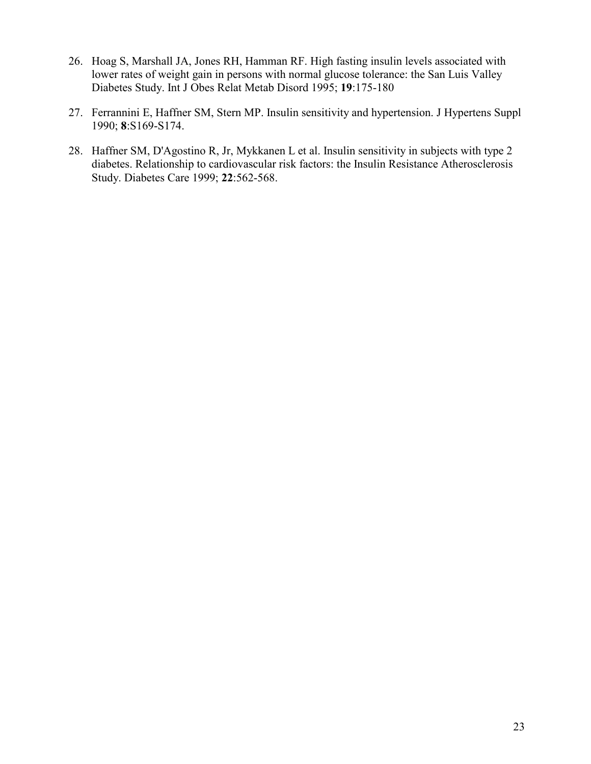26. Hoag S, Marshall JA, Jones RH, Hamman RF. High fasting insulin levels associated with lower rates of weight gain in persons with normal glucose tolerance: the San Luis Valley Diabetes Study. Int J Obes Relat Metab Disord 1995; **19**:175-180

27. Ferrannini E, Haffner SM, Stern MP. Insulin sensitivity and hypertension. J Hypertens Suppl 1990; **8**:S169-S174.

28. Haffner SM, D'Agostino R, Jr, Mykkanen L et al. Insulin sensitivity in subjects with type 2 diabetes. Relationship to cardiovascular risk factors: the Insulin Resistance Atherosclerosis Study. Diabetes Care 1999; **22**:562-568.